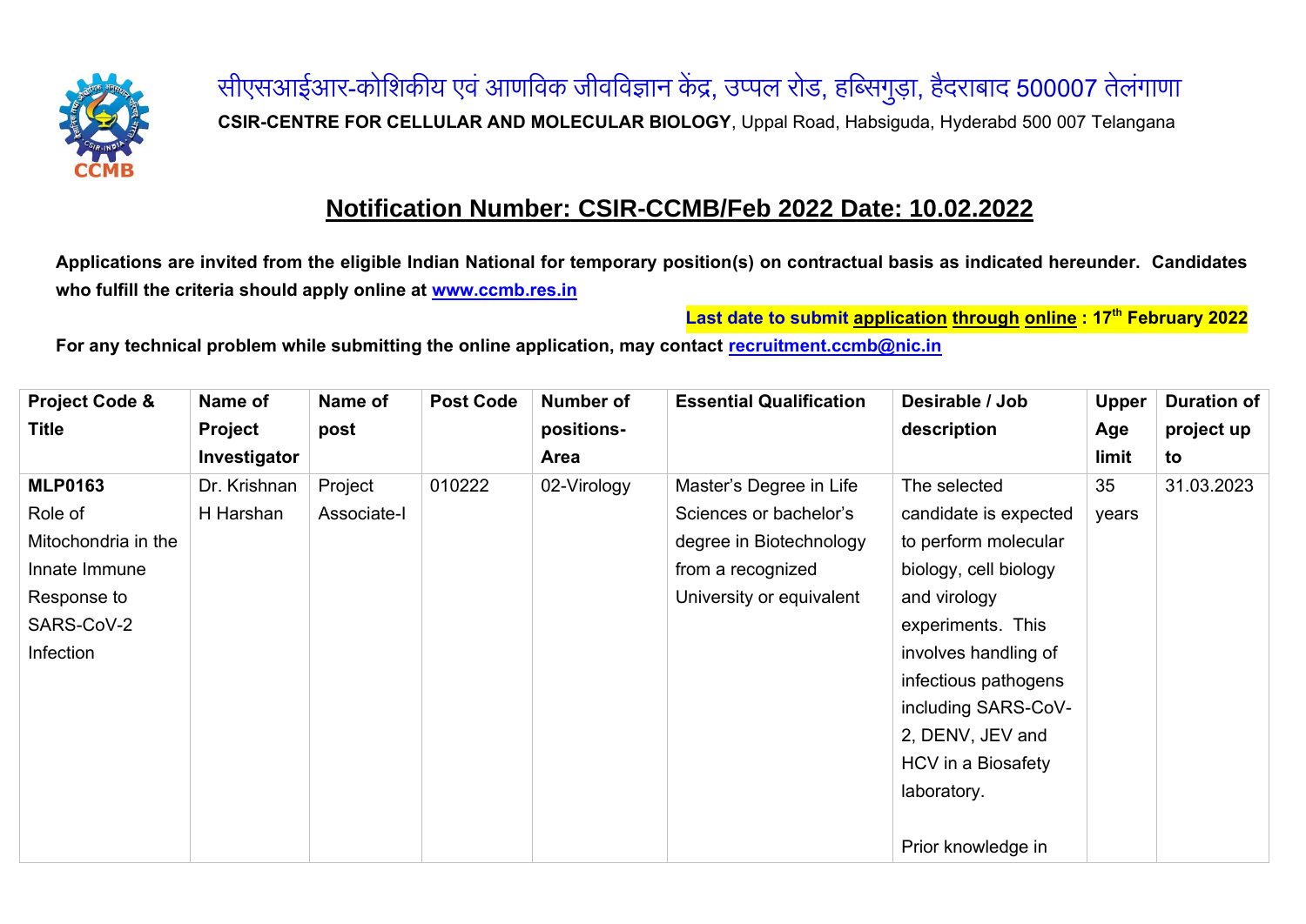सीएसआईआर-कोशिकीय एवं आणविक जीवविज्ञान केंद्र, उप्पल रोड, हब्सिगुड़ा, हैदराबाद 500007 तेलंगाणा

**CSIR-CENTRE FOR CELLULAR AND MOLECULAR BIOLOGY**, Uppal Road, Habsiguda, Hyderabd 500 007 Telangana

## Notification Number: CSIR-CCMB/Feb 2022 Date: 10.02.2022

**Applications are invited from the eligible Indian National for temporary position(s) on contractual basis as indicated hereunder. Candidates who fulfill the criteria should apply online at [www.ccmb.res.in](http://www.ccmb.res.in)**

**Last date to submit application through online : 17th February 2022**

**For any technical problem while submitting the online application, may contact [recruitment.ccmb@nic.in](mailto:recruitment.ccmb@nic.in)**

| Project Code & Title | Name of Project Investigator | Name of post | Post Code | Number of positions-Area | Essential Qualification | Desirable / Job description | Upper Age limit | Duration of project up to |
|---|---|---|---|---|---|---|---|---|
| **MLP0163** Role of Mitochondria in the Innate Immune Response to SARS-CoV-2 Infection | Dr. Krishnan H Harshan | Project Associate-I | 010222 | 02-Virology | Master's Degree in Life Sciences or bachelor's degree in Biotechnology from a recognized University or equivalent | The selected candidate is expected to perform molecular biology, cell biology and virology experiments. This involves handling of infectious pathogens including SARS-CoV-2, DENV, JEV and HCV in a Biosafety laboratory.<br><br>Prior knowledge in | 35 years | 31.03.2023 |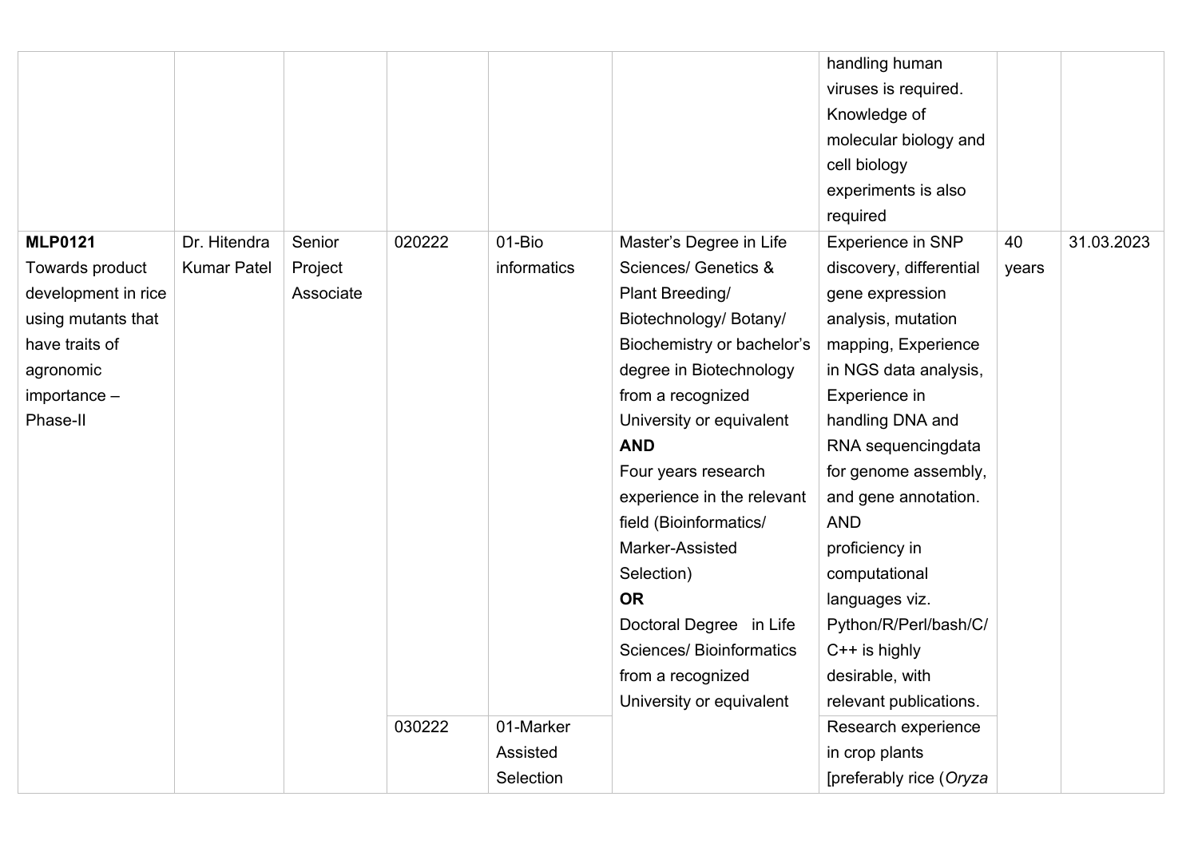|  |  |  |  |  |  | handling human viruses is required. Knowledge of molecular biology and cell biology experiments is also required |  |  |
|---|---|---|---|---|---|---|---|---|
| **MLP0121** Towards product development in rice using mutants that have traits of agronomic importance – Phase-II | Dr. Hitendra Kumar Patel | Senior Project Associate | 020222 | 01-Bio informatics | Master's Degree in Life Sciences/ Genetics & Plant Breeding/ Biotechnology/ Botany/ Biochemistry or bachelor's degree in Biotechnology from a recognized University or equivalent **AND** Four years research experience in the relevant field (Bioinformatics/ Marker-Assisted Selection) **OR** Doctoral Degree in Life Sciences/ Bioinformatics from a recognized University or equivalent | Experience in SNP discovery, differential gene expression analysis, mutation mapping, Experience in NGS data analysis, Experience in handling DNA and RNA sequencingdata for genome assembly, and gene annotation. AND proficiency in computational languages viz. Python/R/Perl/bash/C/ C++ is highly desirable, with relevant publications. | 40 years | 31.03.2023 |
|  |  |  | 030222 | 01-Marker Assisted Selection |  | Research experience in crop plants [preferably rice (*Oryza* |  |  |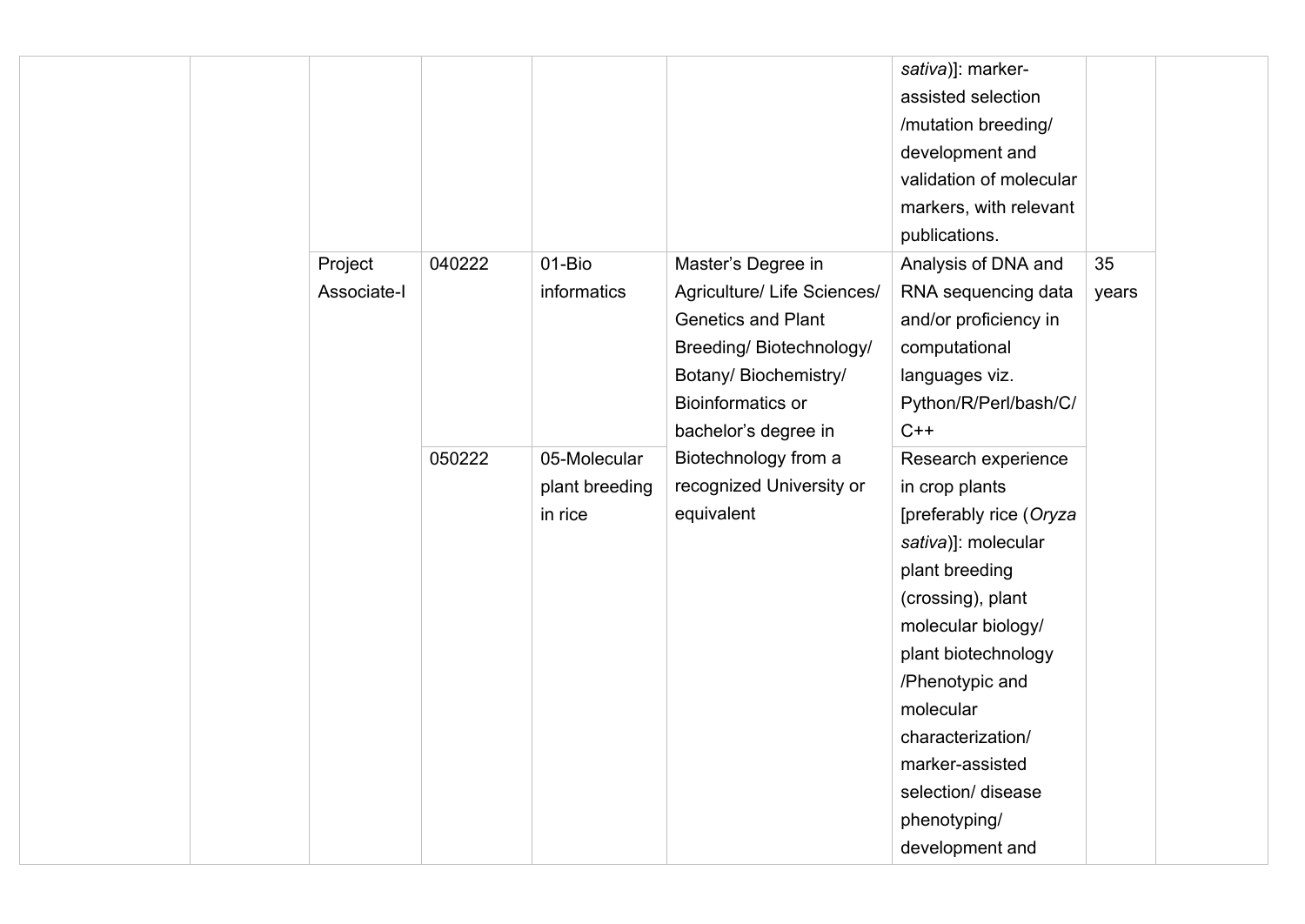| | | | | | | | | |
|---|---|---|---|---|---|---|---|---|
| | | | | | | *sativa*)]: marker-assisted selection /mutation breeding/ development and validation of molecular markers, with relevant publications. | | |
| | | Project Associate-I | 040222 | 01-Bio informatics | Master's Degree in Agriculture/ Life Sciences/ Genetics and Plant Breeding/ Biotechnology/ Botany/ Biochemistry/ Bioinformatics or bachelor's degree in Biotechnology from a recognized University or equivalent | Analysis of DNA and RNA sequencing data and/or proficiency in computational languages viz. Python/R/Perl/bash/C/ C++ | 35 years | |
| | | | 050222 | 05-Molecular plant breeding in rice | | Research experience in crop plants [preferably rice (*Oryza sativa*)]: molecular plant breeding (crossing), plant molecular biology/ plant biotechnology /Phenotypic and molecular characterization/ marker-assisted selection/ disease phenotyping/ development and | | |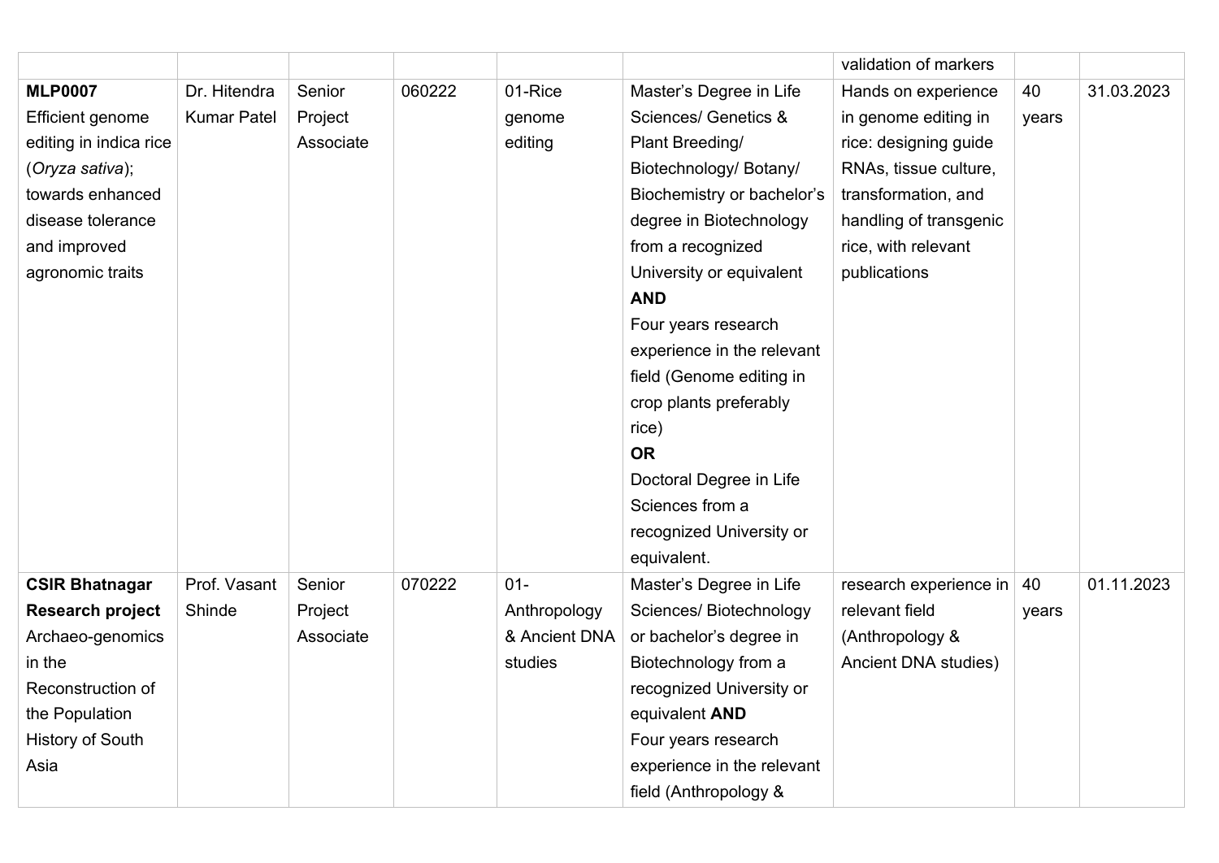|  |  |  |  |  |  | validation of markers |  |  |
|---|---|---|---|---|---|---|---|---|
| **MLP0007** Efficient genome editing in indica rice (*Oryza sativa*); towards enhanced disease tolerance and improved agronomic traits | Dr. Hitendra Kumar Patel | Senior Project Associate | 060222 | 01-Rice genome editing | Master's Degree in Life Sciences/ Genetics & Plant Breeding/ Biotechnology/ Botany/ Biochemistry or bachelor's degree in Biotechnology from a recognized University or equivalent **AND** Four years research experience in the relevant field (Genome editing in crop plants preferably rice) **OR** Doctoral Degree in Life Sciences from a recognized University or equivalent. | Hands on experience in genome editing in rice: designing guide RNAs, tissue culture, transformation, and handling of transgenic rice, with relevant publications | 40 years | 31.03.2023 |
| **CSIR Bhatnagar Research project** Archaeo-genomics in the Reconstruction of the Population History of South Asia | Prof. Vasant Shinde | Senior Project Associate | 070222 | 01-Anthropology & Ancient DNA studies | Master's Degree in Life Sciences/ Biotechnology or bachelor's degree in Biotechnology from a recognized University or equivalent **AND** Four years research experience in the relevant field (Anthropology & | research experience in relevant field (Anthropology & Ancient DNA studies) | 40 years | 01.11.2023 |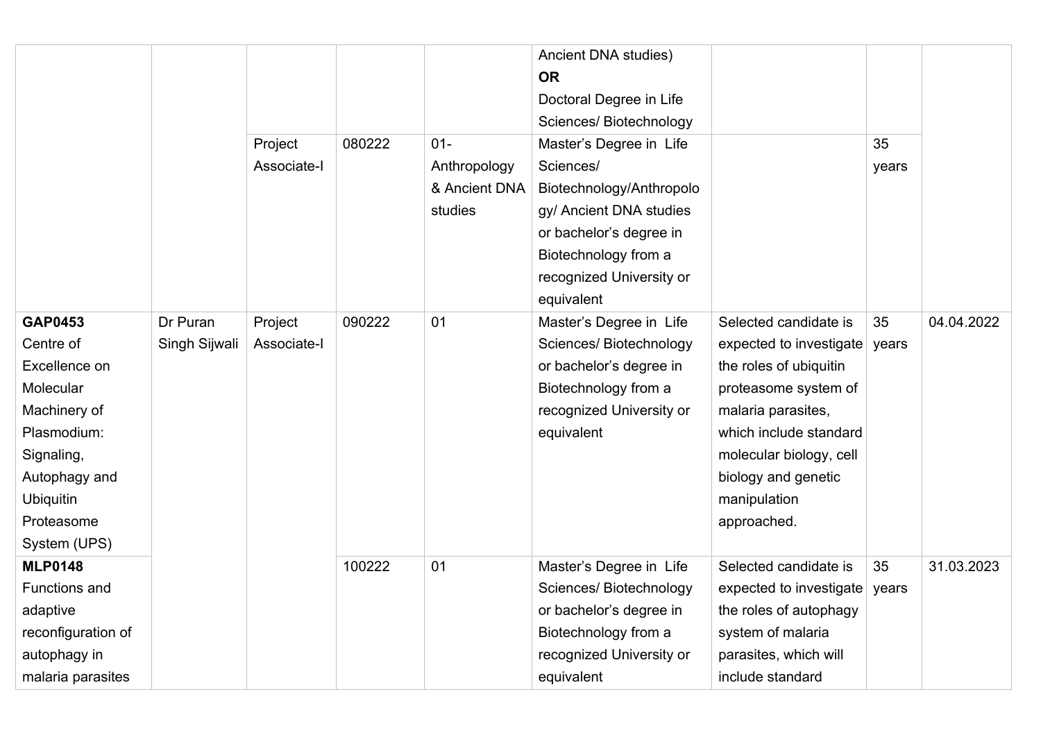| | | | | | Ancient DNA studies) **OR** Doctoral Degree in Life Sciences/ Biotechnology | | | |
|---|---|---|---|---|---|---|---|---|
| | | Project Associate-I | 080222 | 01- Anthropology & Ancient DNA studies | Master's Degree in Life Sciences/ Biotechnology/Anthropology/ Ancient DNA studies or bachelor's degree in Biotechnology from a recognized University or equivalent | | 35 years | |
| **GAP0453** Centre of Excellence on Molecular Machinery of Plasmodium: Signaling, Autophagy and Ubiquitin Proteasome System (UPS) | Dr Puran Singh Sijwali | Project Associate-I | 090222 | 01 | Master's Degree in Life Sciences/ Biotechnology or bachelor's degree in Biotechnology from a recognized University or equivalent | Selected candidate is expected to investigate the roles of ubiquitin proteasome system of malaria parasites, which include standard molecular biology, cell biology and genetic manipulation approached. | 35 years | 04.04.2022 |
| **MLP0148** Functions and adaptive reconfiguration of autophagy in malaria parasites | | | 100222 | 01 | Master's Degree in Life Sciences/ Biotechnology or bachelor's degree in Biotechnology from a recognized University or equivalent | Selected candidate is expected to investigate the roles of autophagy system of malaria parasites, which will include standard | 35 years | 31.03.2023 |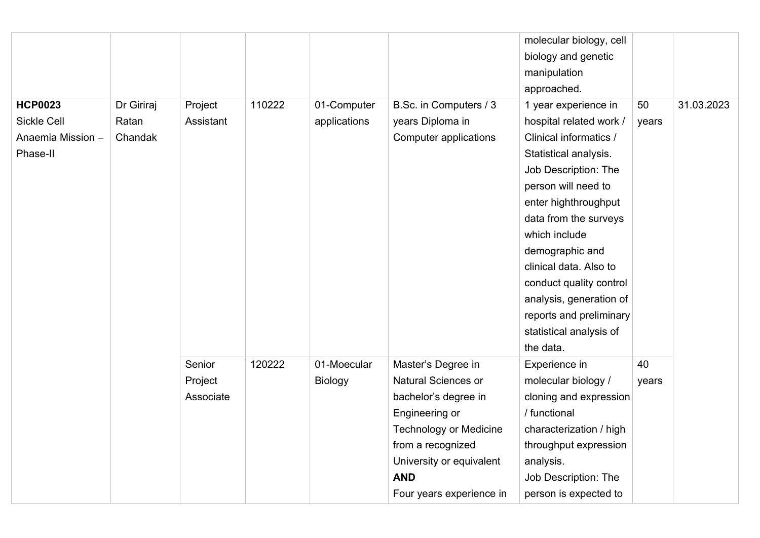| | | | | | | molecular biology, cell biology and genetic manipulation approached. | | |
|---|---|---|---|---|---|---|---|---|
| **HCP0023** Sickle Cell Anaemia Mission – Phase-II | Dr Giriraj Ratan Chandak | Project Assistant | 110222 | 01-Computer applications | B.Sc. in Computers / 3 years Diploma in Computer applications | 1 year experience in hospital related work / Clinical informatics / Statistical analysis. Job Description: The person will need to enter highthroughput data from the surveys which include demographic and clinical data. Also to conduct quality control analysis, generation of reports and preliminary statistical analysis of the data. | 50 years | 31.03.2023 |
| | | Senior Project Associate | 120222 | 01-Moecular Biology | Master's Degree in Natural Sciences or bachelor's degree in Engineering or Technology or Medicine from a recognized University or equivalent **AND** Four years experience in | Experience in molecular biology / cloning and expression / functional characterization / high throughput expression analysis. Job Description: The person is expected to | 40 years | |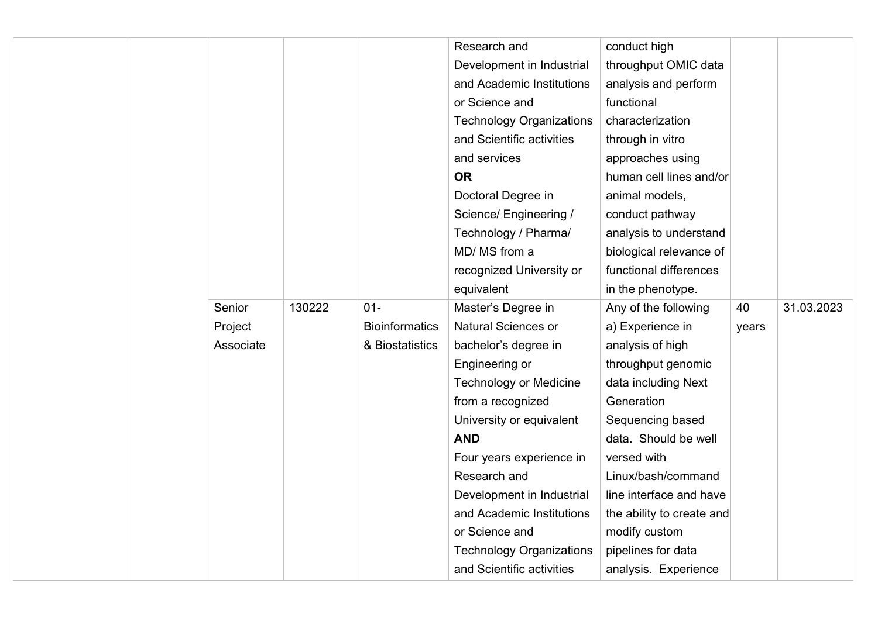| | | | | | | | | |
|---|---|---|---|---|---|---|---|---|
| | | | | | Research and Development in Industrial and Academic Institutions or Science and Technology Organizations and Scientific activities and services **OR** Doctoral Degree in Science/ Engineering / Technology / Pharma/ MD/ MS from a recognized University or equivalent | conduct high throughput OMIC data analysis and perform functional characterization through in vitro approaches using human cell lines and/or animal models, conduct pathway analysis to understand biological relevance of functional differences in the phenotype. | | |
| | | Senior Project Associate | 130222 | 01- Bioinformatics & Biostatistics | Master's Degree in Natural Sciences or bachelor's degree in Engineering or Technology or Medicine from a recognized University or equivalent **AND** Four years experience in Research and Development in Industrial and Academic Institutions or Science and Technology Organizations and Scientific activities | Any of the following a) Experience in analysis of high throughput genomic data including Next Generation Sequencing based data. Should be well versed with Linux/bash/command line interface and have the ability to create and modify custom pipelines for data analysis. Experience | 40 years | 31.03.2023 |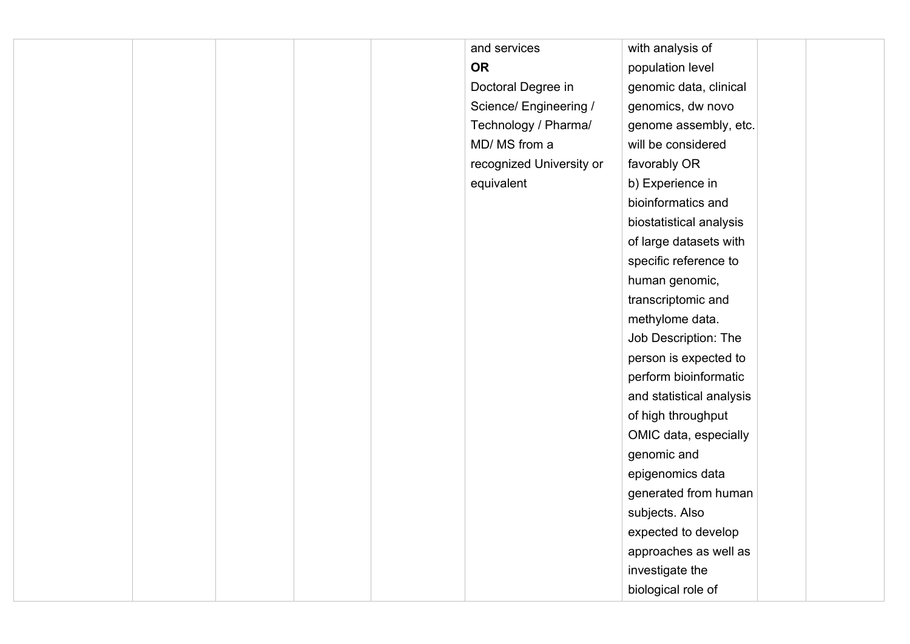|  |  |  |  |  | and services **OR** Doctoral Degree in Science/ Engineering / Technology / Pharma/ MD/ MS from a recognized University or equivalent | with analysis of population level genomic data, clinical genomics, dw novo genome assembly, etc. will be considered favorably OR b) Experience in bioinformatics and biostatistical analysis of large datasets with specific reference to human genomic, transcriptomic and methylome data. Job Description: The person is expected to perform bioinformatic and statistical analysis of high throughput OMIC data, especially genomic and epigenomics data generated from human subjects. Also expected to develop approaches as well as investigate the biological role of |  |  |
|---|---|---|---|---|---|---|---|---|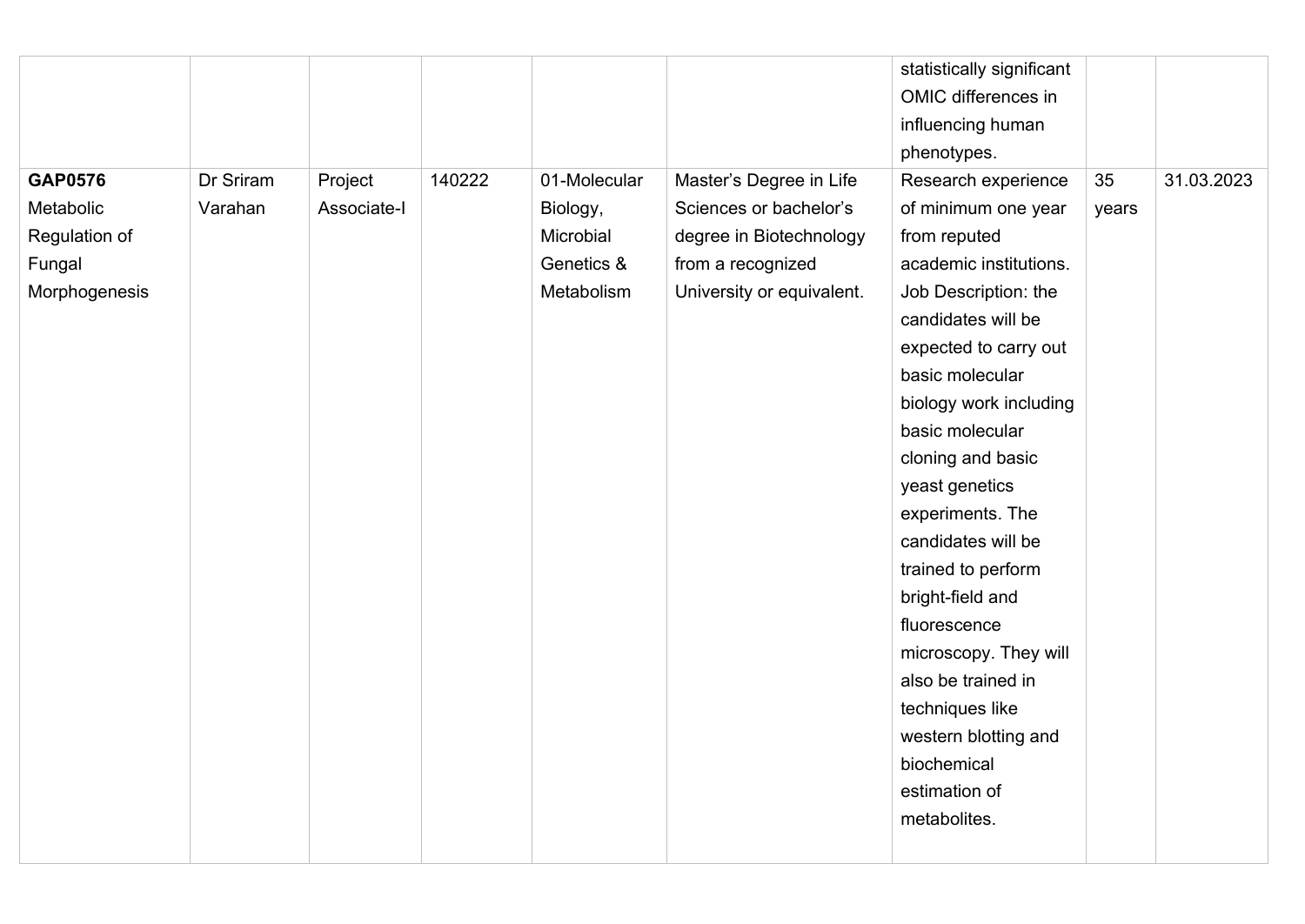|  |  |  |  |  |  |  |  |  |
|---|---|---|---|---|---|---|---|---|
|  |  |  |  |  |  | statistically significant OMIC differences in influencing human phenotypes. |  |  |
| **GAP0576** Metabolic Regulation of Fungal Morphogenesis | Dr Sriram Varahan | Project Associate-I | 140222 | 01-Molecular Biology, Microbial Genetics & Metabolism | Master's Degree in Life Sciences or bachelor's degree in Biotechnology from a recognized University or equivalent. | Research experience of minimum one year from reputed academic institutions. Job Description: the candidates will be expected to carry out basic molecular biology work including basic molecular cloning and basic yeast genetics experiments. The candidates will be trained to perform bright-field and fluorescence microscopy. They will also be trained in techniques like western blotting and biochemical estimation of metabolites. | 35 years | 31.03.2023 |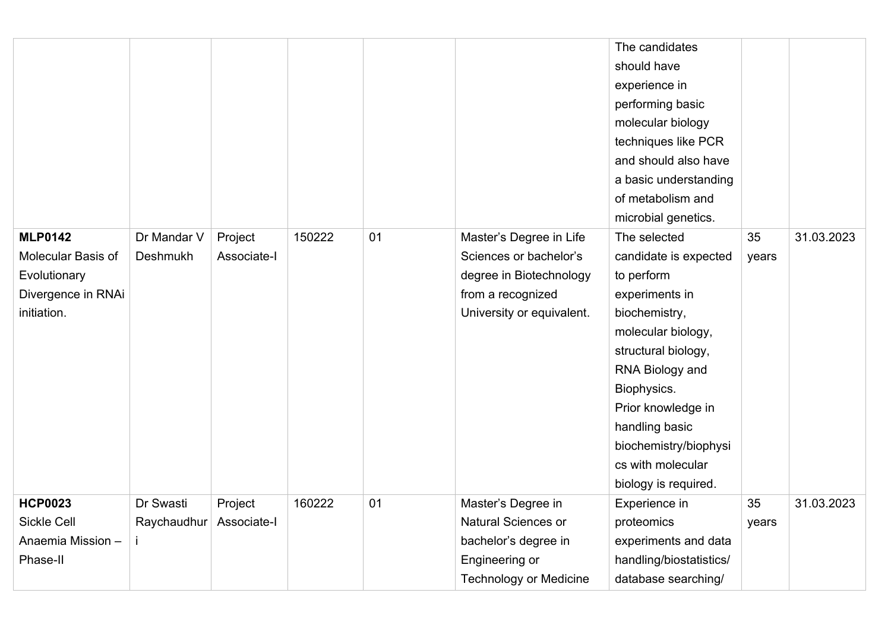| | | | | | | | | |
|---|---|---|---|---|---|---|---|---|
| | | | | | | The candidates should have experience in performing basic molecular biology techniques like PCR and should also have a basic understanding of metabolism and microbial genetics. | | |
| **MLP0142** Molecular Basis of Evolutionary Divergence in RNAi initiation. | Dr Mandar V Deshmukh | Project Associate-I | 150222 | 01 | Master's Degree in Life Sciences or bachelor's degree in Biotechnology from a recognized University or equivalent. | The selected candidate is expected to perform experiments in biochemistry, molecular biology, structural biology, RNA Biology and Biophysics. Prior knowledge in handling basic biochemistry/biophysics with molecular biology is required. | 35 years | 31.03.2023 |
| **HCP0023** Sickle Cell Anaemia Mission – Phase-II | Dr Swasti Raychaudhuri | Project Associate-I | 160222 | 01 | Master's Degree in Natural Sciences or bachelor's degree in Engineering or Technology or Medicine | Experience in proteomics experiments and data handling/biostatistics/ database searching/ | 35 years | 31.03.2023 |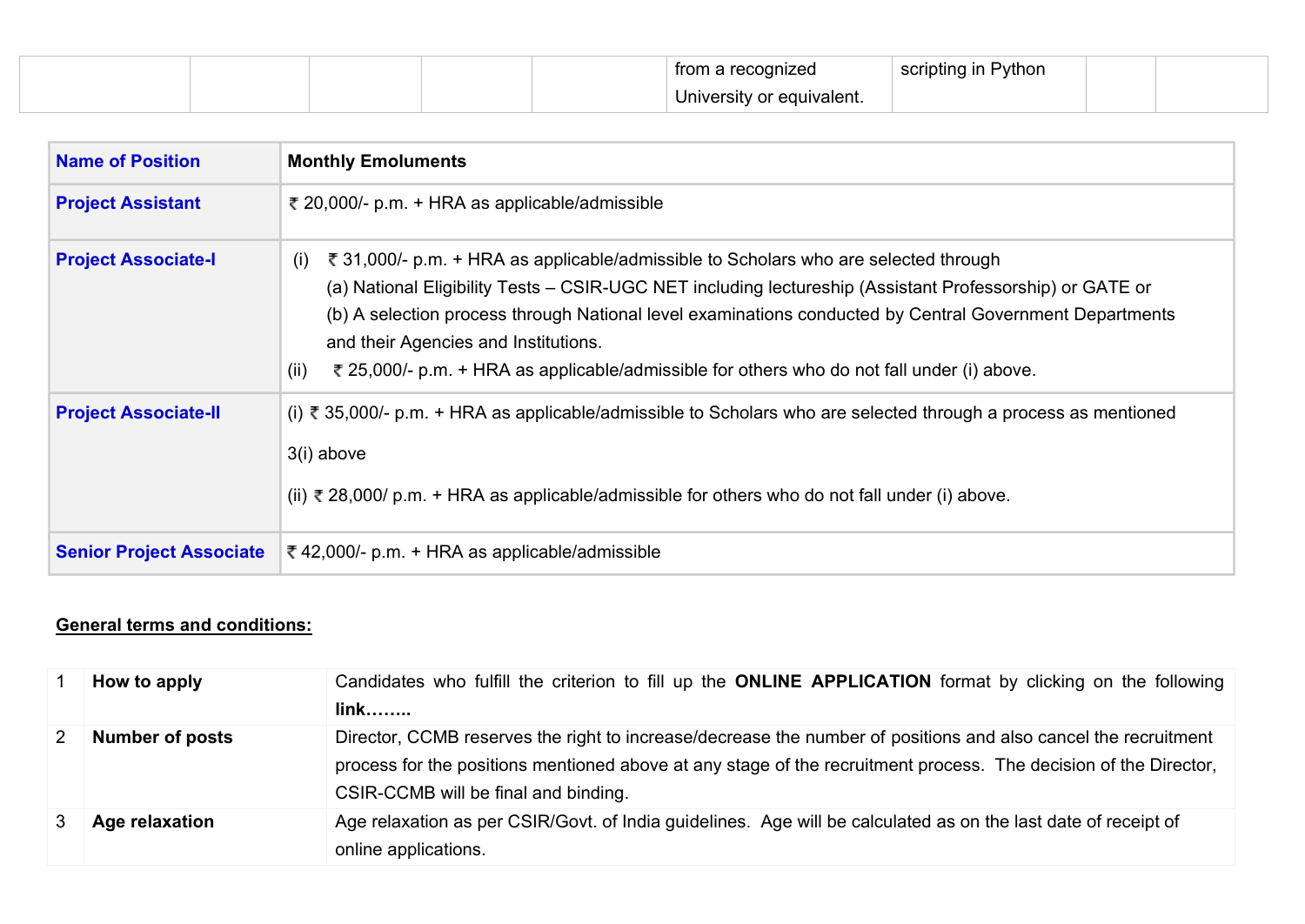| | | | | | from a recognized University or equivalent. | scripting in Python | | |
|---|---|---|---|---|---|---|---|---|

| **Name of Position** | **Monthly Emoluments** |
|---|---|
| **Project Assistant** | ₹ 20,000/- p.m. + HRA as applicable/admissible |
| **Project Associate-I** | (i) ₹ 31,000/- p.m. + HRA as applicable/admissible to Scholars who are selected through (a) National Eligibility Tests – CSIR-UGC NET including lectureship (Assistant Professorship) or GATE or (b) A selection process through National level examinations conducted by Central Government Departments and their Agencies and Institutions. (ii) ₹ 25,000/- p.m. + HRA as applicable/admissible for others who do not fall under (i) above. |
| **Project Associate-II** | (i) ₹ 35,000/- p.m. + HRA as applicable/admissible to Scholars who are selected through a process as mentioned 3(i) above (ii) ₹ 28,000/ p.m. + HRA as applicable/admissible for others who do not fall under (i) above. |
| **Senior Project Associate** | ₹ 42,000/- p.m. + HRA as applicable/admissible |

**General terms and conditions:**

| | | |
|---|---|---|
| 1 | **How to apply** | Candidates who fulfill the criterion to fill up the **ONLINE APPLICATION** format by clicking on the following **link……..** |
| 2 | **Number of posts** | Director, CCMB reserves the right to increase/decrease the number of positions and also cancel the recruitment process for the positions mentioned above at any stage of the recruitment process. The decision of the Director, CSIR-CCMB will be final and binding. |
| 3 | **Age relaxation** | Age relaxation as per CSIR/Govt. of India guidelines. Age will be calculated as on the last date of receipt of online applications. |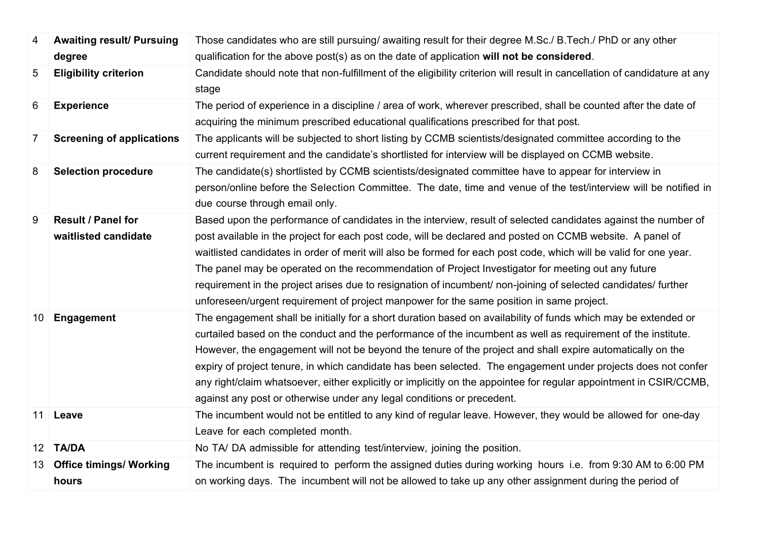| | | |
|---|---|---|
| 4 | **Awaiting result/ Pursuing degree** | Those candidates who are still pursuing/ awaiting result for their degree M.Sc./ B.Tech./ PhD or any other qualification for the above post(s) as on the date of application **will not be considered**. |
| 5 | **Eligibility criterion** | Candidate should note that non-fulfillment of the eligibility criterion will result in cancellation of candidature at any stage |
| 6 | **Experience** | The period of experience in a discipline / area of work, wherever prescribed, shall be counted after the date of acquiring the minimum prescribed educational qualifications prescribed for that post. |
| 7 | **Screening of applications** | The applicants will be subjected to short listing by CCMB scientists/designated committee according to the current requirement and the candidate's shortlisted for interview will be displayed on CCMB website. |
| 8 | **Selection procedure** | The candidate(s) shortlisted by CCMB scientists/designated committee have to appear for interview in person/online before the Selection Committee. The date, time and venue of the test/interview will be notified in due course through email only. |
| 9 | **Result / Panel for waitlisted candidate** | Based upon the performance of candidates in the interview, result of selected candidates against the number of post available in the project for each post code, will be declared and posted on CCMB website. A panel of waitlisted candidates in order of merit will also be formed for each post code, which will be valid for one year. The panel may be operated on the recommendation of Project Investigator for meeting out any future requirement in the project arises due to resignation of incumbent/ non-joining of selected candidates/ further unforeseen/urgent requirement of project manpower for the same position in same project. |
| 10 | **Engagement** | The engagement shall be initially for a short duration based on availability of funds which may be extended or curtailed based on the conduct and the performance of the incumbent as well as requirement of the institute. However, the engagement will not be beyond the tenure of the project and shall expire automatically on the expiry of project tenure, in which candidate has been selected. The engagement under projects does not confer any right/claim whatsoever, either explicitly or implicitly on the appointee for regular appointment in CSIR/CCMB, against any post or otherwise under any legal conditions or precedent. |
| 11 | **Leave** | The incumbent would not be entitled to any kind of regular leave. However, they would be allowed for one-day Leave for each completed month. |
| 12 | **TA/DA** | No TA/ DA admissible for attending test/interview, joining the position. |
| 13 | **Office timings/ Working hours** | The incumbent is required to perform the assigned duties during working hours i.e. from 9:30 AM to 6:00 PM on working days. The incumbent will not be allowed to take up any other assignment during the period of |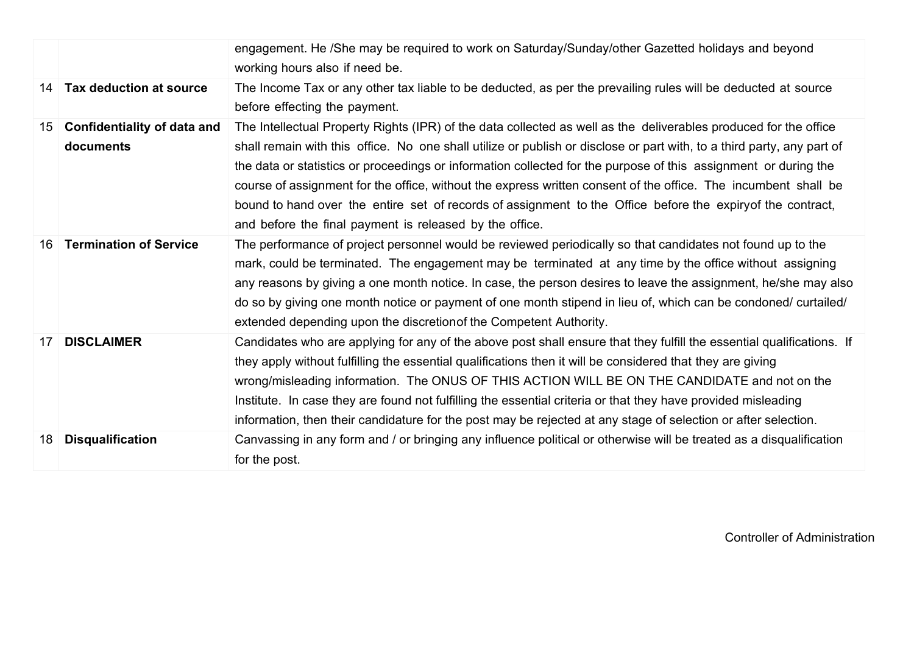| | | |
|---|---|---|
| | | engagement. He /She may be required to work on Saturday/Sunday/other Gazetted holidays and beyond working hours also if need be. |
| 14 | **Tax deduction at source** | The Income Tax or any other tax liable to be deducted, as per the prevailing rules will be deducted at source before effecting the payment. |
| 15 | **Confidentiality of data and documents** | The Intellectual Property Rights (IPR) of the data collected as well as the deliverables produced for the office shall remain with this office. No one shall utilize or publish or disclose or part with, to a third party, any part of the data or statistics or proceedings or information collected for the purpose of this assignment or during the course of assignment for the office, without the express written consent of the office. The incumbent shall be bound to hand over the entire set of records of assignment to the Office before the expiryof the contract, and before the final payment is released by the office. |
| 16 | **Termination of Service** | The performance of project personnel would be reviewed periodically so that candidates not found up to the mark, could be terminated. The engagement may be terminated at any time by the office without assigning any reasons by giving a one month notice. In case, the person desires to leave the assignment, he/she may also do so by giving one month notice or payment of one month stipend in lieu of, which can be condoned/ curtailed/ extended depending upon the discretionof the Competent Authority. |
| 17 | **DISCLAIMER** | Candidates who are applying for any of the above post shall ensure that they fulfill the essential qualifications. If they apply without fulfilling the essential qualifications then it will be considered that they are giving wrong/misleading information. The ONUS OF THIS ACTION WILL BE ON THE CANDIDATE and not on the Institute. In case they are found not fulfilling the essential criteria or that they have provided misleading information, then their candidature for the post may be rejected at any stage of selection or after selection. |
| 18 | **Disqualification** | Canvassing in any form and / or bringing any influence political or otherwise will be treated as a disqualification for the post. |

Controller of Administration